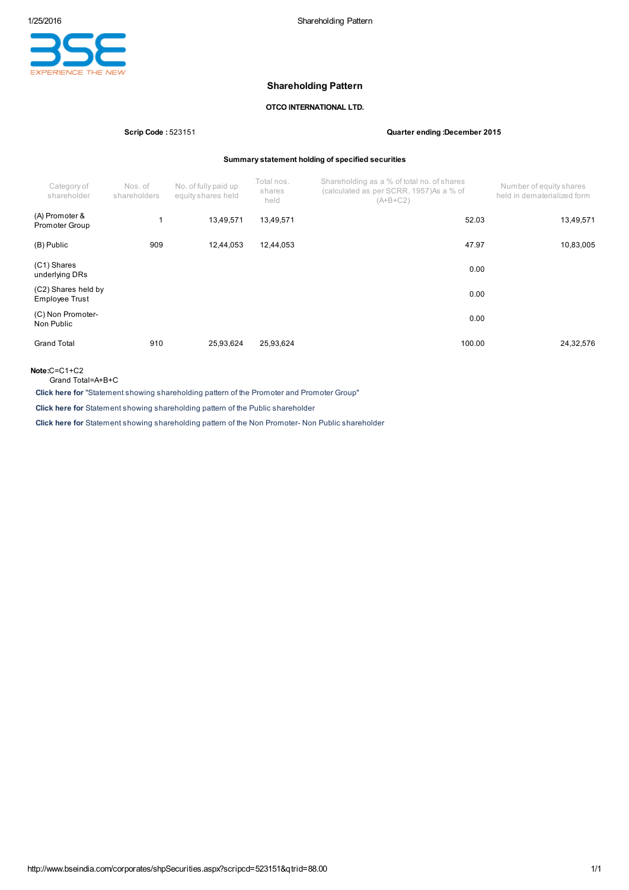# Shareholding Pattern

**OTCO INTERNATIONAL LTD.**

**Scrip Code :** 523151 **Quarter ending :December 2015**

**Summary statement holding of specified securities**

| Category of shareholder | Nos. of shareholders | No. of fully paid up equity shares held | Total nos. shares held | Shareholding as a % of total no. of shares (calculated as per SCRR, 1957)As a % of (A+B+C2) | Number of equity shares held in dematerialized form |
|---|---|---|---|---|---|
| (A) Promoter & Promoter Group | 1 | 13,49,571 | 13,49,571 | 52.03 | 13,49,571 |
| (B) Public | 909 | 12,44,053 | 12,44,053 | 47.97 | 10,83,005 |
| (C1) Shares underlying DRs | | | | 0.00 | |
| (C2) Shares held by Employee Trust | | | | 0.00 | |
| (C) Non Promoter-Non Public | | | | 0.00 | |
| Grand Total | 910 | 25,93,624 | 25,93,624 | 100.00 | 24,32,576 |

**Note:**C=C1+C2
Grand Total=A+B+C

**Click here for** "Statement showing shareholding pattern of the Promoter and Promoter Group"

**Click here for** Statement showing shareholding pattern of the Public shareholder

**Click here for** Statement showing shareholding pattern of the Non Promoter- Non Public shareholder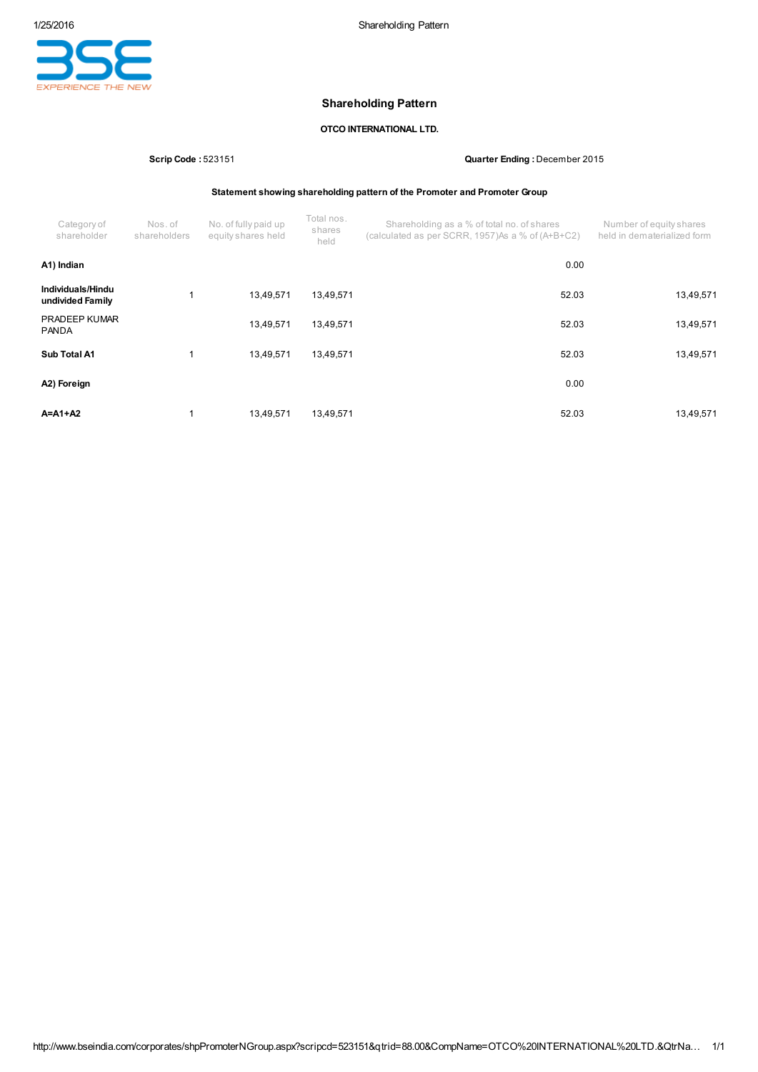# Shareholding Pattern

**OTCO INTERNATIONAL LTD.**

**Scrip Code :** 523151 **Quarter Ending :** December 2015

**Statement showing shareholding pattern of the Promoter and Promoter Group**

| Category of shareholder | Nos. of shareholders | No. of fully paid up equity shares held | Total nos. shares held | Shareholding as a % of total no. of shares (calculated as per SCRR, 1957)As a % of (A+B+C2) | Number of equity shares held in dematerialized form |
|---|---|---|---|---|---|
| **A1) Indian** | | | | 0.00 | |
| **Individuals/Hindu undivided Family** | 1 | 13,49,571 | 13,49,571 | 52.03 | 13,49,571 |
| PRADEEP KUMAR PANDA | | 13,49,571 | 13,49,571 | 52.03 | 13,49,571 |
| **Sub Total A1** | 1 | 13,49,571 | 13,49,571 | 52.03 | 13,49,571 |
| **A2) Foreign** | | | | 0.00 | |
| **A=A1+A2** | 1 | 13,49,571 | 13,49,571 | 52.03 | 13,49,571 |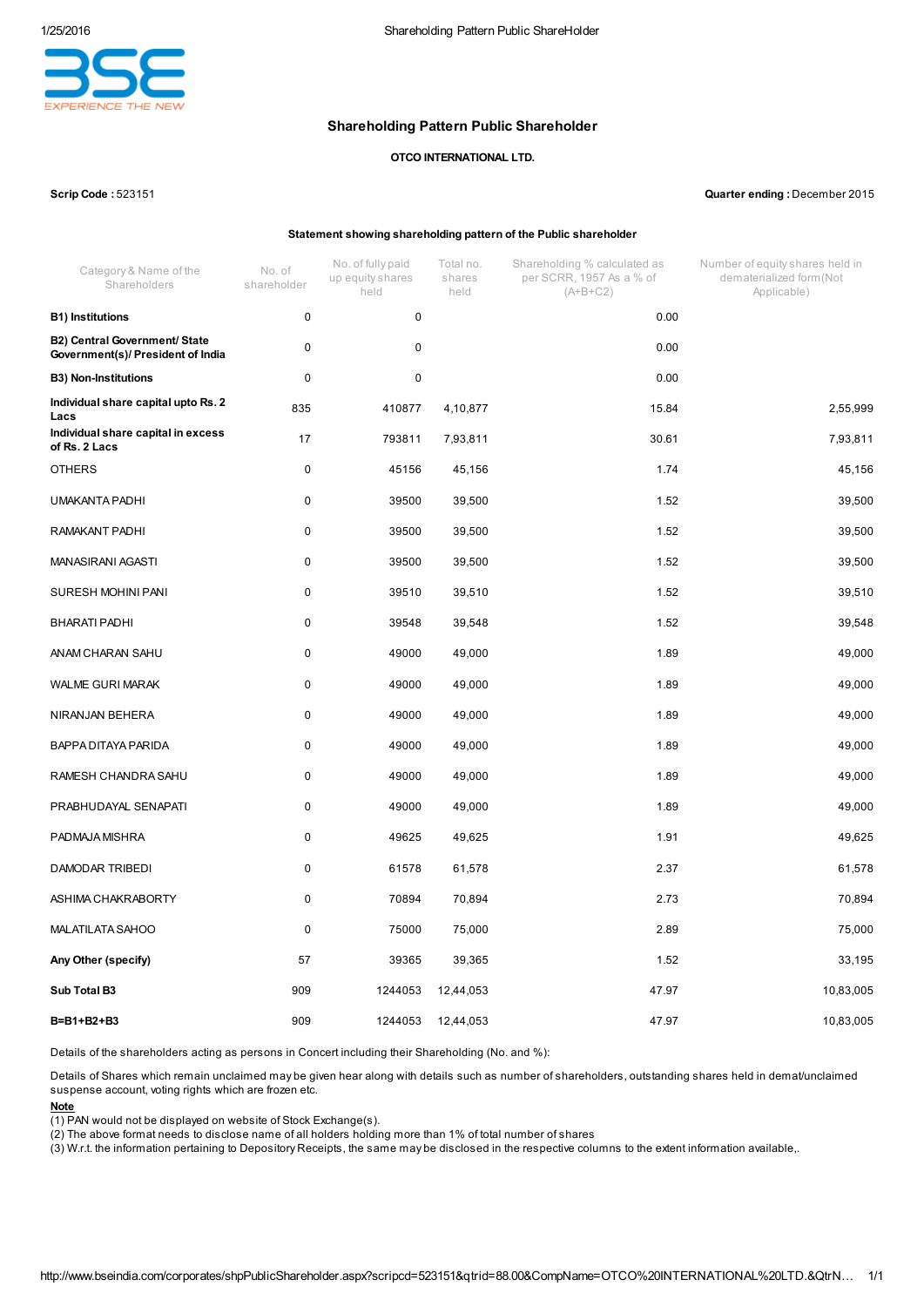# Shareholding Pattern Public Shareholder

**OTCO INTERNATIONAL LTD.**

**Scrip Code :** 523151 **Quarter ending :** December 2015

**Statement showing shareholding pattern of the Public shareholder**

| Category & Name of the Shareholders | No. of shareholder | No. of fully paid up equity shares held | Total no. shares held | Shareholding % calculated as per SCRR, 1957 As a % of (A+B+C2) | Number of equity shares held in dematerialized form(Not Applicable) |
|---|---|---|---|---|---|
| **B1) Institutions** | 0 | 0 | | 0.00 | |
| **B2) Central Government/ State Government(s)/ President of India** | 0 | 0 | | 0.00 | |
| **B3) Non-Institutions** | 0 | 0 | | 0.00 | |
| **Individual share capital upto Rs. 2 Lacs** | 835 | 410877 | 4,10,877 | 15.84 | 2,55,999 |
| **Individual share capital in excess of Rs. 2 Lacs** | 17 | 793811 | 7,93,811 | 30.61 | 7,93,811 |
| OTHERS | 0 | 45156 | 45,156 | 1.74 | 45,156 |
| UMAKANTA PADHI | 0 | 39500 | 39,500 | 1.52 | 39,500 |
| RAMAKANT PADHI | 0 | 39500 | 39,500 | 1.52 | 39,500 |
| MANASIRANI AGASTI | 0 | 39500 | 39,500 | 1.52 | 39,500 |
| SURESH MOHINI PANI | 0 | 39510 | 39,510 | 1.52 | 39,510 |
| BHARATI PADHI | 0 | 39548 | 39,548 | 1.52 | 39,548 |
| ANAM CHARAN SAHU | 0 | 49000 | 49,000 | 1.89 | 49,000 |
| WALME GURI MARAK | 0 | 49000 | 49,000 | 1.89 | 49,000 |
| NIRANJAN BEHERA | 0 | 49000 | 49,000 | 1.89 | 49,000 |
| BAPPA DITAYA PARIDA | 0 | 49000 | 49,000 | 1.89 | 49,000 |
| RAMESH CHANDRA SAHU | 0 | 49000 | 49,000 | 1.89 | 49,000 |
| PRABHUDAYAL SENAPATI | 0 | 49000 | 49,000 | 1.89 | 49,000 |
| PADMAJA MISHRA | 0 | 49625 | 49,625 | 1.91 | 49,625 |
| DAMODAR TRIBEDI | 0 | 61578 | 61,578 | 2.37 | 61,578 |
| ASHIMA CHAKRABORTY | 0 | 70894 | 70,894 | 2.73 | 70,894 |
| MALATILATA SAHOO | 0 | 75000 | 75,000 | 2.89 | 75,000 |
| **Any Other (specify)** | 57 | 39365 | 39,365 | 1.52 | 33,195 |
| **Sub Total B3** | 909 | 1244053 | 12,44,053 | 47.97 | 10,83,005 |
| **B=B1+B2+B3** | 909 | 1244053 | 12,44,053 | 47.97 | 10,83,005 |

Details of the shareholders acting as persons in Concert including their Shareholding (No. and %):

Details of Shares which remain unclaimed may be given hear along with details such as number of shareholders, outstanding shares held in demat/unclaimed suspense account, voting rights which are frozen etc.

**Note**

(1) PAN would not be displayed on website of Stock Exchange(s).
(2) The above format needs to disclose name of all holders holding more than 1% of total number of shares
(3) W.r.t. the information pertaining to Depository Receipts, the same may be disclosed in the respective columns to the extent information available,.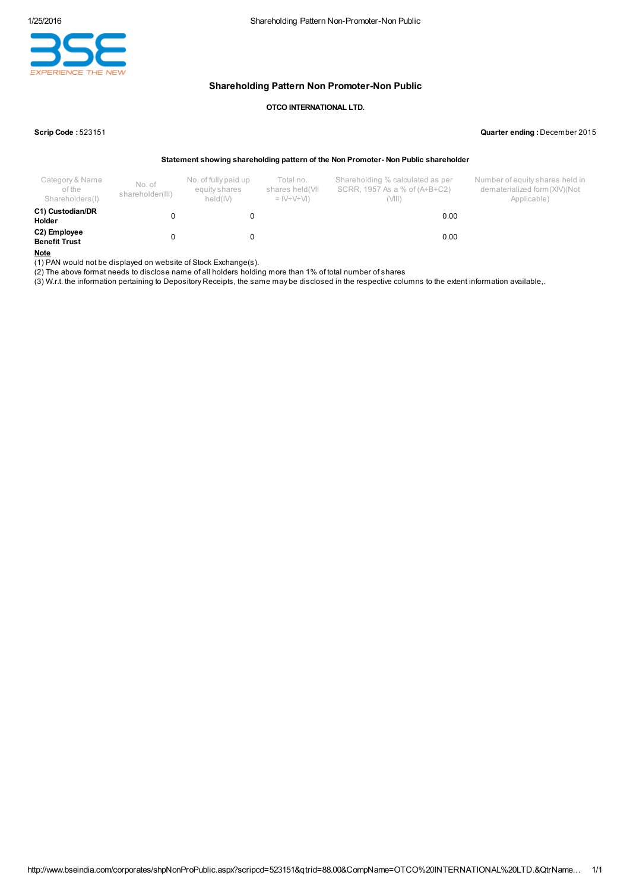# Shareholding Pattern Non Promoter-Non Public

**OTCO INTERNATIONAL LTD.**

**Scrip Code :** 523151

**Quarter ending :** December 2015

**Statement showing shareholding pattern of the Non Promoter- Non Public shareholder**

| Category & Name of the Shareholders(I) | No. of shareholder(III) | No. of fully paid up equity shares held(IV) | Total no. shares held(VII = IV+V+VI) | Shareholding % calculated as per SCRR, 1957 As a % of (A+B+C2) (VIII) | Number of equity shares held in dematerialized form(XIV)(Not Applicable) |
|---|---|---|---|---|---|
| **C1) Custodian/DR Holder** | 0 | 0 | | 0.00 | |
| **C2) Employee Benefit Trust** | 0 | 0 | | 0.00 | |

**Note**

(1) PAN would not be displayed on website of Stock Exchange(s).

(2) The above format needs to disclose name of all holders holding more than 1% of total number of shares

(3) W.r.t. the information pertaining to Depository Receipts, the same may be disclosed in the respective columns to the extent information available,.